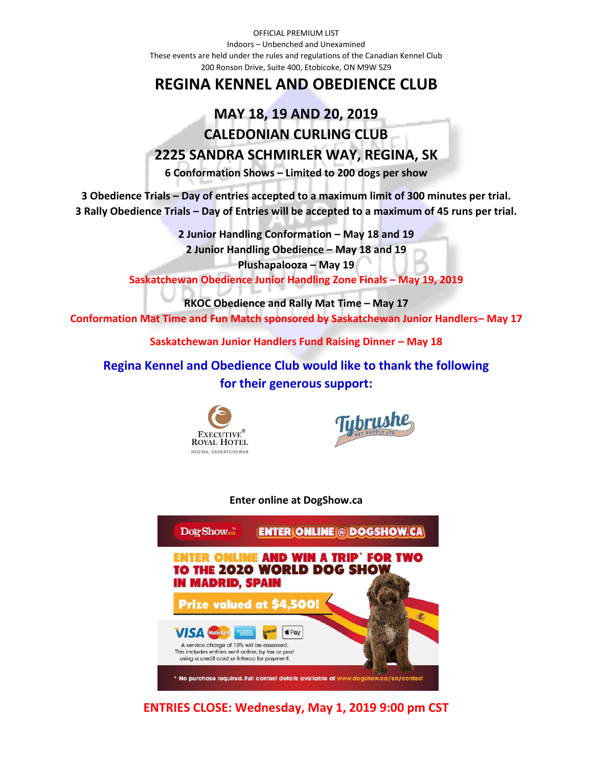OFFICIAL PREMIUM LIST
Indoors – Unbenched and Unexamined
These events are held under the rules and regulations of the Canadian Kennel Club
200 Ronson Drive, Suite 400, Etobicoke, ON M9W 5Z9

# REGINA KENNEL AND OBEDIENCE CLUB

## MAY 18, 19 AND 20, 2019
## CALEDONIAN CURLING CLUB
## 2225 SANDRA SCHMIRLER WAY, REGINA, SK

**6 Conformation Shows – Limited to 200 dogs per show**

**3 Obedience Trials – Day of entries accepted to a maximum limit of 300 minutes per trial.**
**3 Rally Obedience Trials – Day of Entries will be accepted to a maximum of 45 runs per trial.**

**2 Junior Handling Conformation – May 18 and 19**
**2 Junior Handling Obedience – May 18 and 19**
**Plushapalooza – May 19**
**Saskatchewan Obedience Junior Handling Zone Finals – May 19, 2019**

**RKOC Obedience and Rally Mat Time – May 17**
**Conformation Mat Time and Fun Match sponsored by Saskatchewan Junior Handlers– May 17**

**Saskatchewan Junior Handlers Fund Raising Dinner – May 18**

**Regina Kennel and Obedience Club would like to thank the following for their generous support:**

Executive Royal Hotel, Regina, Saskatchewan

Tybrushe Pet Supply Ltd

**Enter online at DogShow.ca**

DogShow.ca ENTER ONLINE @ DOGSHOW.CA

ENTER ONLINE AND WIN A TRIP* FOR TWO TO THE 2020 WORLD DOG SHOW IN MADRID, SPAIN

Prize valued at $4,500!

A service charge of 10% will be assessed. This includes entries sent online, by fax or post using a credit card or Interac for payment.

* No purchase required. Full contest details available at www.dogshow.ca/en/contest

**ENTRIES CLOSE: Wednesday, May 1, 2019 9:00 pm CST**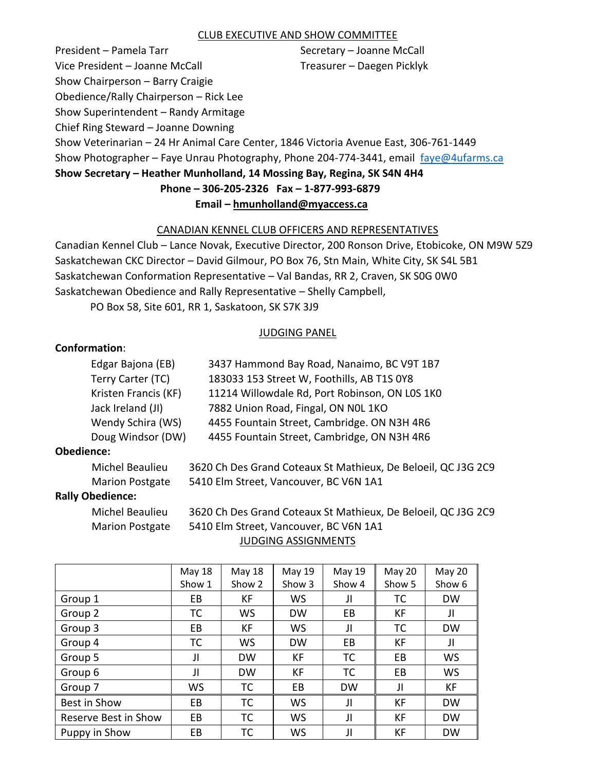## CLUB EXECUTIVE AND SHOW COMMITTEE

President – Pamela Tarr
Secretary – Joanne McCall
Vice President – Joanne McCall
Treasurer – Daegen Picklyk
Show Chairperson – Barry Craigie
Obedience/Rally Chairperson – Rick Lee
Show Superintendent – Randy Armitage
Chief Ring Steward – Joanne Downing
Show Veterinarian – 24 Hr Animal Care Center, 1846 Victoria Avenue East, 306-761-1449
Show Photographer – Faye Unrau Photography, Phone 204-774-3441, email faye@4ufarms.ca

**Show Secretary – Heather Munholland, 14 Mossing Bay, Regina, SK S4N 4H4**

**Phone – 306-205-2326 Fax – 1-877-993-6879**

**Email – hmunholland@myaccess.ca**

## CANADIAN KENNEL CLUB OFFICERS AND REPRESENTATIVES

Canadian Kennel Club – Lance Novak, Executive Director, 200 Ronson Drive, Etobicoke, ON M9W 5Z9
Saskatchewan CKC Director – David Gilmour, PO Box 76, Stn Main, White City, SK S4L 5B1
Saskatchewan Conformation Representative – Val Bandas, RR 2, Craven, SK S0G 0W0
Saskatchewan Obedience and Rally Representative – Shelly Campbell,
PO Box 58, Site 601, RR 1, Saskatoon, SK S7K 3J9

## JUDGING PANEL

**Conformation**:

Edgar Bajona (EB) 3437 Hammond Bay Road, Nanaimo, BC V9T 1B7
Terry Carter (TC) 183033 153 Street W, Foothills, AB T1S 0Y8
Kristen Francis (KF) 11214 Willowdale Rd, Port Robinson, ON L0S 1K0
Jack Ireland (JI) 7882 Union Road, Fingal, ON N0L 1KO
Wendy Schira (WS) 4455 Fountain Street, Cambridge. ON N3H 4R6
Doug Windsor (DW) 4455 Fountain Street, Cambridge, ON N3H 4R6

**Obedience:**

Michel Beaulieu 3620 Ch Des Grand Coteaux St Mathieux, De Beloeil, QC J3G 2C9
Marion Postgate 5410 Elm Street, Vancouver, BC V6N 1A1

**Rally Obedience:**

Michel Beaulieu 3620 Ch Des Grand Coteaux St Mathieux, De Beloeil, QC J3G 2C9
Marion Postgate 5410 Elm Street, Vancouver, BC V6N 1A1

## JUDGING ASSIGNMENTS

| | May 18 Show 1 | May 18 Show 2 | May 19 Show 3 | May 19 Show 4 | May 20 Show 5 | May 20 Show 6 |
|---|---|---|---|---|---|---|
| Group 1 | EB | KF | WS | JI | TC | DW |
| Group 2 | TC | WS | DW | EB | KF | JI |
| Group 3 | EB | KF | WS | JI | TC | DW |
| Group 4 | TC | WS | DW | EB | KF | JI |
| Group 5 | JI | DW | KF | TC | EB | WS |
| Group 6 | JI | DW | KF | TC | EB | WS |
| Group 7 | WS | TC | EB | DW | JI | KF |
| Best in Show | EB | TC | WS | JI | KF | DW |
| Reserve Best in Show | EB | TC | WS | JI | KF | DW |
| Puppy in Show | EB | TC | WS | JI | KF | DW |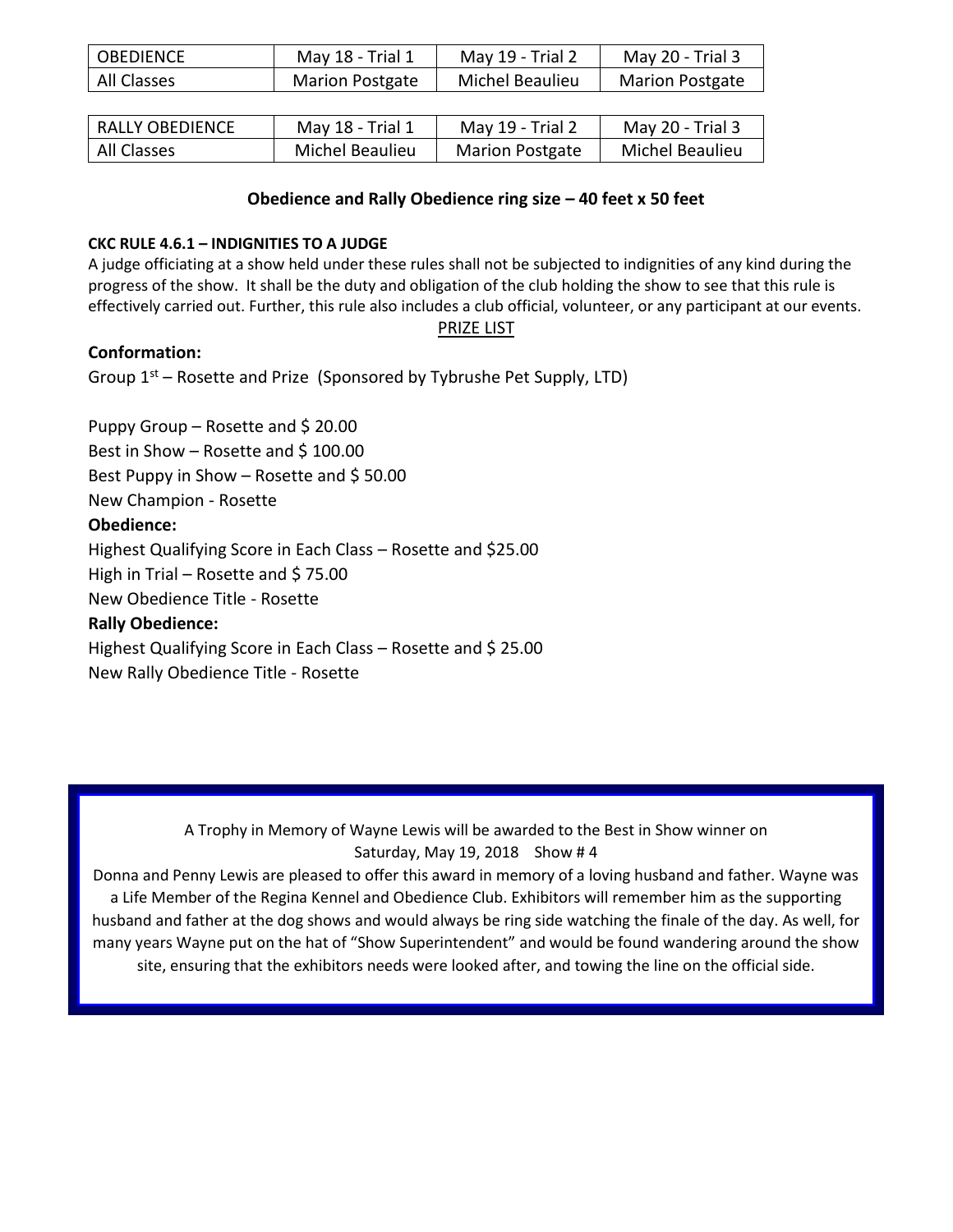| OBEDIENCE | May 18 - Trial 1 | May 19 - Trial 2 | May 20 - Trial 3 |
|---|---|---|---|
| All Classes | Marion Postgate | Michel Beaulieu | Marion Postgate |

| RALLY OBEDIENCE | May 18 - Trial 1 | May 19 - Trial 2 | May 20 - Trial 3 |
|---|---|---|---|
| All Classes | Michel Beaulieu | Marion Postgate | Michel Beaulieu |

**Obedience and Rally Obedience ring size – 40 feet x 50 feet**

**CKC RULE 4.6.1 – INDIGNITIES TO A JUDGE**

A judge officiating at a show held under these rules shall not be subjected to indignities of any kind during the progress of the show. It shall be the duty and obligation of the club holding the show to see that this rule is effectively carried out. Further, this rule also includes a club official, volunteer, or any participant at our events.

PRIZE LIST

**Conformation:**

Group 1st – Rosette and Prize (Sponsored by Tybrushe Pet Supply, LTD)

Puppy Group – Rosette and $ 20.00

Best in Show – Rosette and $ 100.00

Best Puppy in Show – Rosette and $ 50.00

New Champion - Rosette

**Obedience:**

Highest Qualifying Score in Each Class – Rosette and $25.00

High in Trial – Rosette and $ 75.00

New Obedience Title - Rosette

**Rally Obedience:**

Highest Qualifying Score in Each Class – Rosette and $ 25.00

New Rally Obedience Title - Rosette

A Trophy in Memory of Wayne Lewis will be awarded to the Best in Show winner on Saturday, May 19, 2018 Show # 4

Donna and Penny Lewis are pleased to offer this award in memory of a loving husband and father. Wayne was a Life Member of the Regina Kennel and Obedience Club. Exhibitors will remember him as the supporting husband and father at the dog shows and would always be ring side watching the finale of the day. As well, for many years Wayne put on the hat of "Show Superintendent" and would be found wandering around the show site, ensuring that the exhibitors needs were looked after, and towing the line on the official side.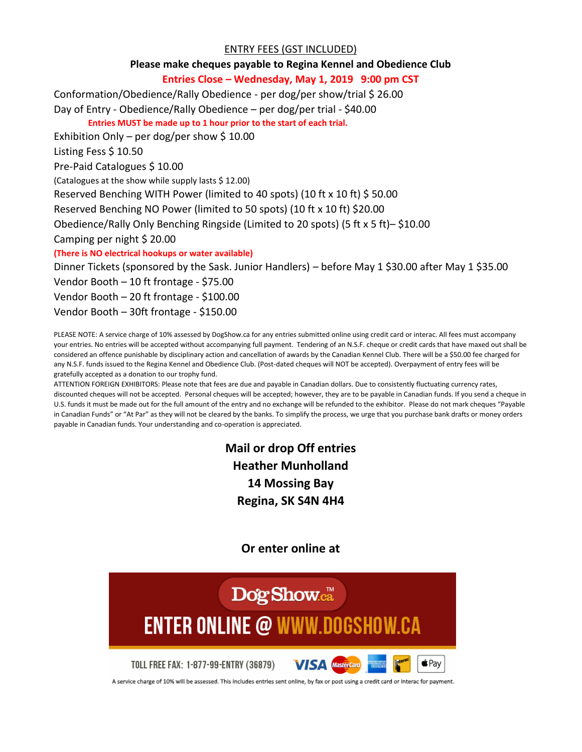## ENTRY FEES (GST INCLUDED)

**Please make cheques payable to Regina Kennel and Obedience Club**

**Entries Close – Wednesday, May 1, 2019 9:00 pm CST**

Conformation/Obedience/Rally Obedience - per dog/per show/trial $ 26.00

Day of Entry - Obedience/Rally Obedience – per dog/per trial - $40.00

**Entries MUST be made up to 1 hour prior to the start of each trial.**

Exhibition Only – per dog/per show $ 10.00

Listing Fess $ 10.50

Pre-Paid Catalogues $ 10.00

(Catalogues at the show while supply lasts $ 12.00)

Reserved Benching WITH Power (limited to 40 spots) (10 ft x 10 ft) $ 50.00

Reserved Benching NO Power (limited to 50 spots) (10 ft x 10 ft) $20.00

Obedience/Rally Only Benching Ringside (Limited to 20 spots) (5 ft x 5 ft)– $10.00

Camping per night $ 20.00

**(There is NO electrical hookups or water available)**

Dinner Tickets (sponsored by the Sask. Junior Handlers) – before May 1 $30.00 after May 1 $35.00

Vendor Booth – 10 ft frontage - $75.00

Vendor Booth – 20 ft frontage - $100.00

Vendor Booth – 30ft frontage - $150.00

PLEASE NOTE: A service charge of 10% assessed by DogShow.ca for any entries submitted online using credit card or interac. All fees must accompany your entries. No entries will be accepted without accompanying full payment. Tendering of an N.S.F. cheque or credit cards that have maxed out shall be considered an offence punishable by disciplinary action and cancellation of awards by the Canadian Kennel Club. There will be a $50.00 fee charged for any N.S.F. funds issued to the Regina Kennel and Obedience Club. (Post-dated cheques will NOT be accepted). Overpayment of entry fees will be gratefully accepted as a donation to our trophy fund.

ATTENTION FOREIGN EXHIBITORS: Please note that fees are due and payable in Canadian dollars. Due to consistently fluctuating currency rates, discounted cheques will not be accepted. Personal cheques will be accepted; however, they are to be payable in Canadian funds. If you send a cheque in U.S. funds it must be made out for the full amount of the entry and no exchange will be refunded to the exhibitor. Please do not mark cheques "Payable in Canadian Funds" or "At Par" as they will not be cleared by the banks. To simplify the process, we urge that you purchase bank drafts or money orders payable in Canadian funds. Your understanding and co-operation is appreciated.

**Mail or drop Off entries**
**Heather Munholland**
**14 Mossing Bay**
**Regina, SK S4N 4H4**

**Or enter online at**

DogShow.ca™

ENTER ONLINE @ WWW.DOGSHOW.CA

TOLL FREE FAX: 1-877-99-ENTRY (36879)

A service charge of 10% will be assessed. This includes entries sent online, by fax or post using a credit card or interac for payment.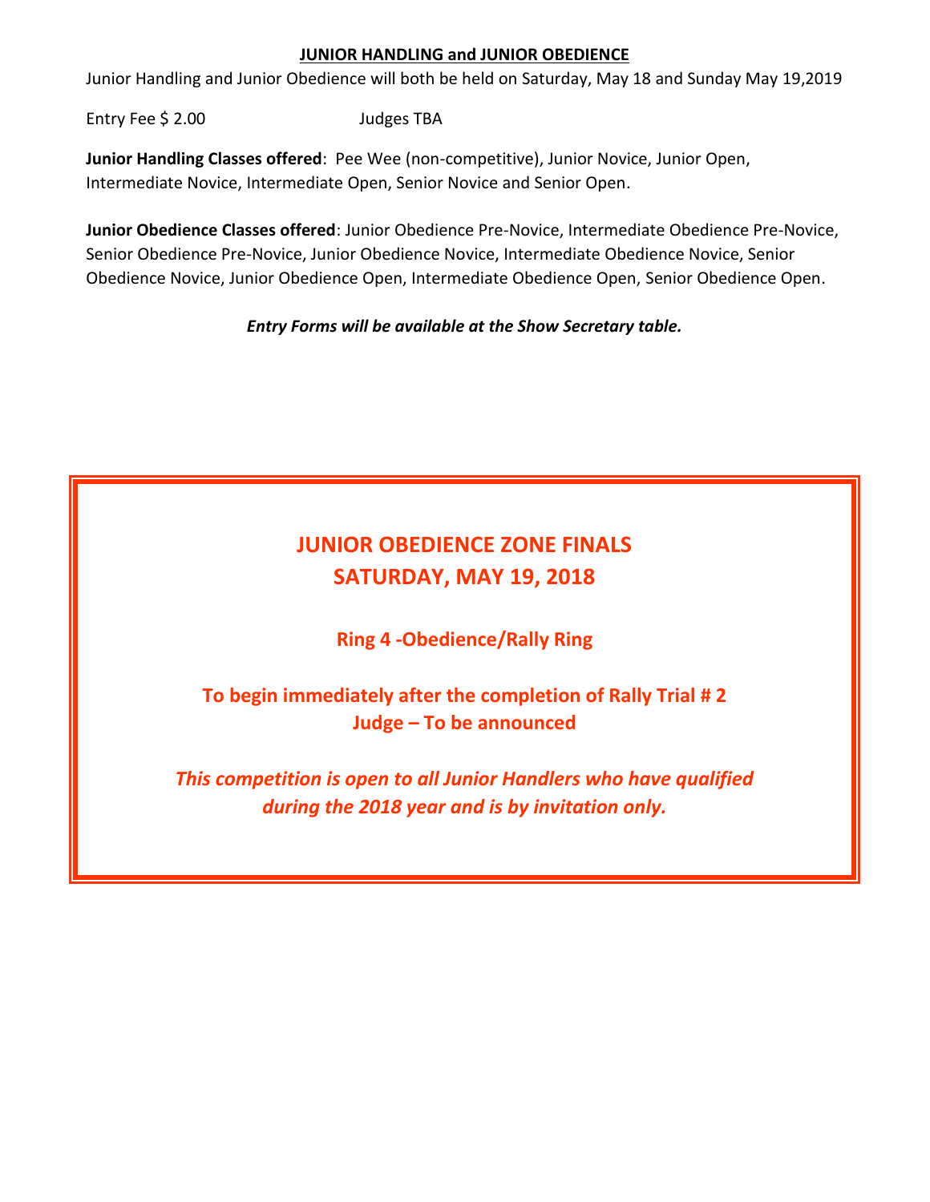## JUNIOR HANDLING and JUNIOR OBEDIENCE

Junior Handling and Junior Obedience will both be held on Saturday, May 18 and Sunday May 19,2019

Entry Fee $ 2.00 Judges TBA

**Junior Handling Classes offered**: Pee Wee (non-competitive), Junior Novice, Junior Open, Intermediate Novice, Intermediate Open, Senior Novice and Senior Open.

**Junior Obedience Classes offered**: Junior Obedience Pre-Novice, Intermediate Obedience Pre-Novice, Senior Obedience Pre-Novice, Junior Obedience Novice, Intermediate Obedience Novice, Senior Obedience Novice, Junior Obedience Open, Intermediate Obedience Open, Senior Obedience Open.

***Entry Forms will be available at the Show Secretary table.***

## JUNIOR OBEDIENCE ZONE FINALS
## SATURDAY, MAY 19, 2018

**Ring 4 -Obedience/Rally Ring**

**To begin immediately after the completion of Rally Trial # 2**
**Judge – To be announced**

***This competition is open to all Junior Handlers who have qualified during the 2018 year and is by invitation only.***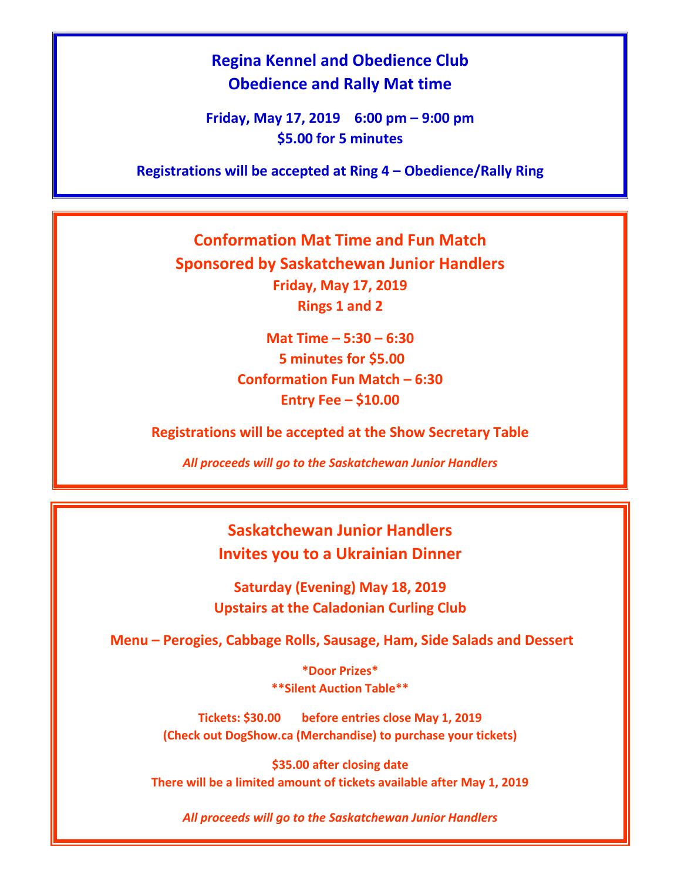## Regina Kennel and Obedience Club
## Obedience and Rally Mat time

**Friday, May 17, 2019 6:00 pm – 9:00 pm**
**$5.00 for 5 minutes**

**Registrations will be accepted at Ring 4 – Obedience/Rally Ring**

---

## Conformation Mat Time and Fun Match
## Sponsored by Saskatchewan Junior Handlers

**Friday, May 17, 2019**
**Rings 1 and 2**

**Mat Time – 5:30 – 6:30**
**5 minutes for $5.00**
**Conformation Fun Match – 6:30**
**Entry Fee – $10.00**

**Registrations will be accepted at the Show Secretary Table**

***All proceeds will go to the Saskatchewan Junior Handlers***

---

## Saskatchewan Junior Handlers
## Invites you to a Ukrainian Dinner

**Saturday (Evening) May 18, 2019**
**Upstairs at the Caladonian Curling Club**

**Menu – Perogies, Cabbage Rolls, Sausage, Ham, Side Salads and Dessert**

**\*Door Prizes\***
**\*\*Silent Auction Table\*\***

**Tickets: $30.00 before entries close May 1, 2019**
**(Check out DogShow.ca (Merchandise) to purchase your tickets)**

**$35.00 after closing date**
**There will be a limited amount of tickets available after May 1, 2019**

***All proceeds will go to the Saskatchewan Junior Handlers***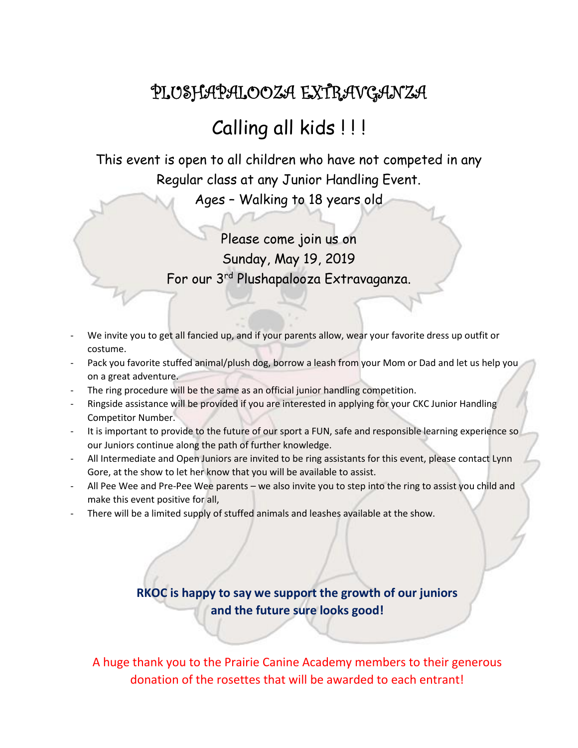# PLUSHAPALOOZA EXTRAVGANZA

## Calling all kids ! ! !

This event is open to all children who have not competed in any Regular class at any Junior Handling Event.
Ages – Walking to 18 years old

Please come join us on
Sunday, May 19, 2019
For our 3rd Plushapalooza Extravaganza.

- We invite you to get all fancied up, and if your parents allow, wear your favorite dress up outfit or costume.
- Pack you favorite stuffed animal/plush dog, borrow a leash from your Mom or Dad and let us help you on a great adventure.
- The ring procedure will be the same as an official junior handling competition.
- Ringside assistance will be provided if you are interested in applying for your CKC Junior Handling Competitor Number.
- It is important to provide to the future of our sport a FUN, safe and responsible learning experience so our Juniors continue along the path of further knowledge.
- All Intermediate and Open Juniors are invited to be ring assistants for this event, please contact Lynn Gore, at the show to let her know that you will be available to assist.
- All Pee Wee and Pre-Pee Wee parents – we also invite you to step into the ring to assist you child and make this event positive for all,
- There will be a limited supply of stuffed animals and leashes available at the show.

**RKOC is happy to say we support the growth of our juniors and the future sure looks good!**

A huge thank you to the Prairie Canine Academy members to their generous donation of the rosettes that will be awarded to each entrant!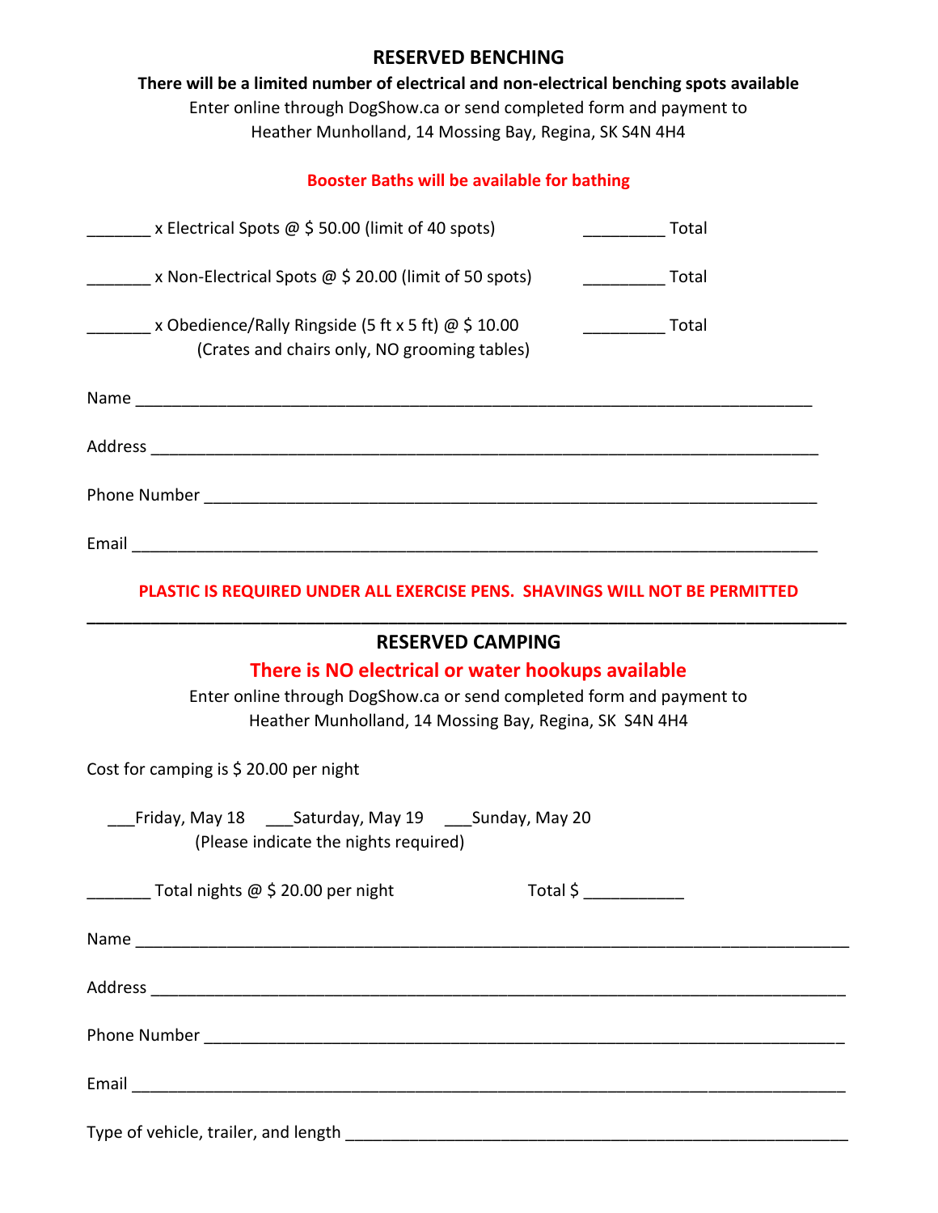## RESERVED BENCHING

**There will be a limited number of electrical and non-electrical benching spots available**

Enter online through DogShow.ca or send completed form and payment to
Heather Munholland, 14 Mossing Bay, Regina, SK S4N 4H4

**Booster Baths will be available for bathing**

_______ x Electrical Spots @ $ 50.00 (limit of 40 spots) _________ Total

_______ x Non-Electrical Spots @ $ 20.00 (limit of 50 spots) _________ Total

_______ x Obedience/Rally Ringside (5 ft x 5 ft) @ $ 10.00 _________ Total
(Crates and chairs only, NO grooming tables)

Name ______________________________________________________________________________

Address ____________________________________________________________________________

Phone Number _______________________________________________________________________

Email ______________________________________________________________________________

**PLASTIC IS REQUIRED UNDER ALL EXERCISE PENS. SHAVINGS WILL NOT BE PERMITTED**

---

## RESERVED CAMPING

**There is NO electrical or water hookups available**

Enter online through DogShow.ca or send completed form and payment to
Heather Munholland, 14 Mossing Bay, Regina, SK S4N 4H4

Cost for camping is $ 20.00 per night

___Friday, May 18 ___Saturday, May 19 ___Sunday, May 20
(Please indicate the nights required)

_______ Total nights @ $ 20.00 per night Total $ ___________

Name ______________________________________________________________________________

Address ____________________________________________________________________________

Phone Number _______________________________________________________________________

Email ______________________________________________________________________________

Type of vehicle, trailer, and length __________________________________________________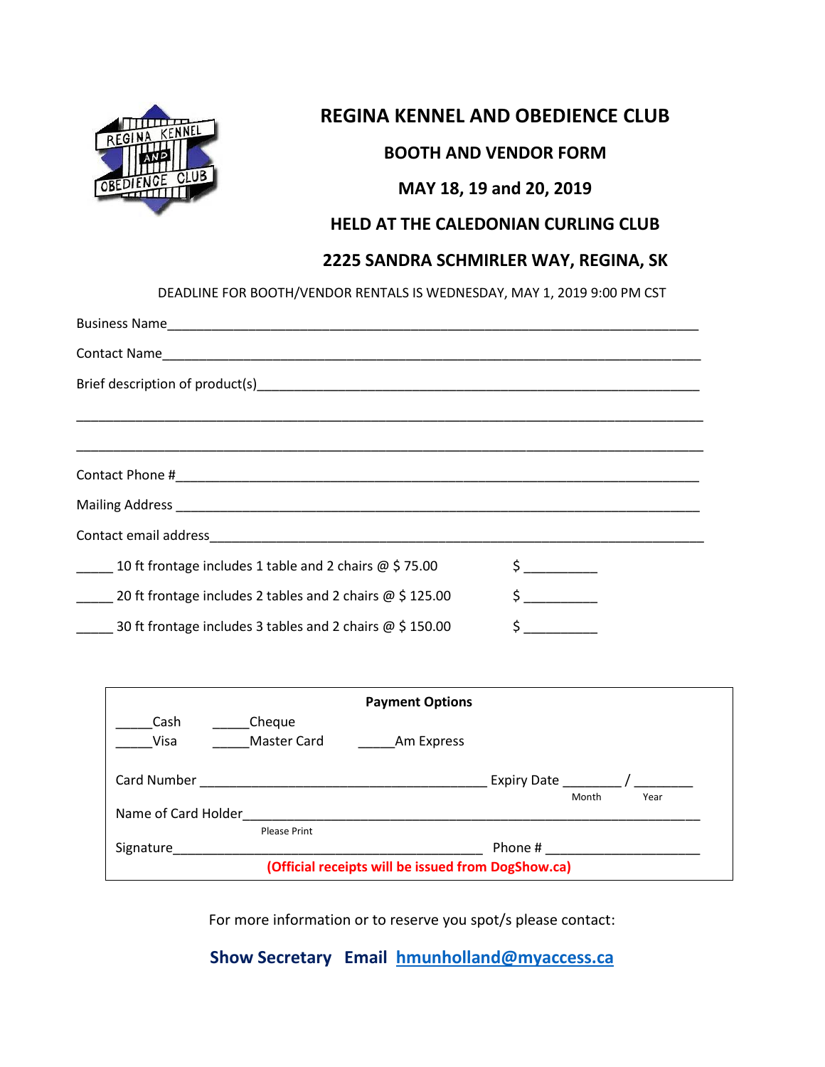# REGINA KENNEL AND OBEDIENCE CLUB

## BOOTH AND VENDOR FORM

## MAY 18, 19 and 20, 2019

## HELD AT THE CALEDONIAN CURLING CLUB

## 2225 SANDRA SCHMIRLER WAY, REGINA, SK

DEADLINE FOR BOOTH/VENDOR RENTALS IS WEDNESDAY, MAY 1, 2019 9:00 PM CST

Business Name_______________________________________________________________

Contact Name_______________________________________________________________

Brief description of product(s)________________________________________________

_____________________________________________________________________

_____________________________________________________________________

Contact Phone #______________________________________________________________

Mailing Address ______________________________________________________________

Contact email address_________________________________________________________

_____ 10 ft frontage includes 1 table and 2 chairs @ $ 75.00 $ _________

_____ 20 ft frontage includes 2 tables and 2 chairs @ $ 125.00 $ _________

_____ 30 ft frontage includes 3 tables and 2 chairs @ $ 150.00 $ _________

**Payment Options**

_____Cash _____Cheque

_____Visa _____Master Card _____Am Express

Card Number ________________________________ Expiry Date _______ / _______
Month Year

Name of Card Holder_____________________________________________________
Please Print

Signature__________________________________ Phone # ___________________

**(Official receipts will be issued from DogShow.ca)**

For more information or to reserve you spot/s please contact:

**Show Secretary Email hmunholland@myaccess.ca**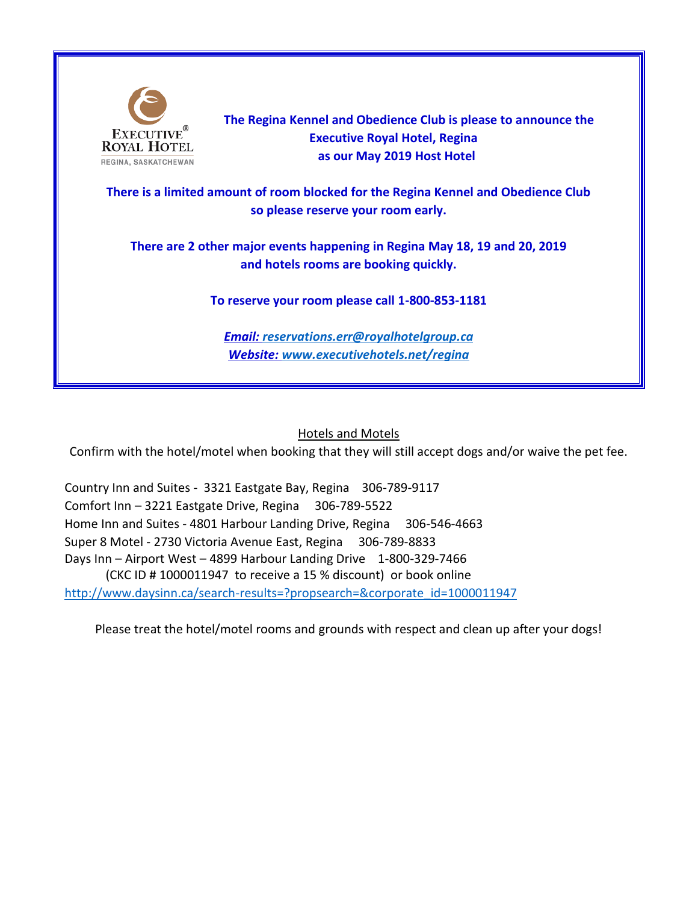EXECUTIVE® ROYAL HOTEL
REGINA, SASKATCHEWAN

**The Regina Kennel and Obedience Club is please to announce the Executive Royal Hotel, Regina as our May 2019 Host Hotel**

**There is a limited amount of room blocked for the Regina Kennel and Obedience Club so please reserve your room early.**

**There are 2 other major events happening in Regina May 18, 19 and 20, 2019 and hotels rooms are booking quickly.**

**To reserve your room please call 1-800-853-1181**

***Email: reservations.err@royalhotelgroup.ca***
***Website: www.executivehotels.net/regina***

Hotels and Motels

Confirm with the hotel/motel when booking that they will still accept dogs and/or waive the pet fee.

Country Inn and Suites - 3321 Eastgate Bay, Regina 306-789-9117
Comfort Inn – 3221 Eastgate Drive, Regina 306-789-5522
Home Inn and Suites - 4801 Harbour Landing Drive, Regina 306-546-4663
Super 8 Motel - 2730 Victoria Avenue East, Regina 306-789-8833
Days Inn – Airport West – 4899 Harbour Landing Drive 1-800-329-7466
(CKC ID # 1000011947 to receive a 15 % discount) or book online
http://www.daysinn.ca/search-results=?propsearch=&corporate_id=1000011947

Please treat the hotel/motel rooms and grounds with respect and clean up after your dogs!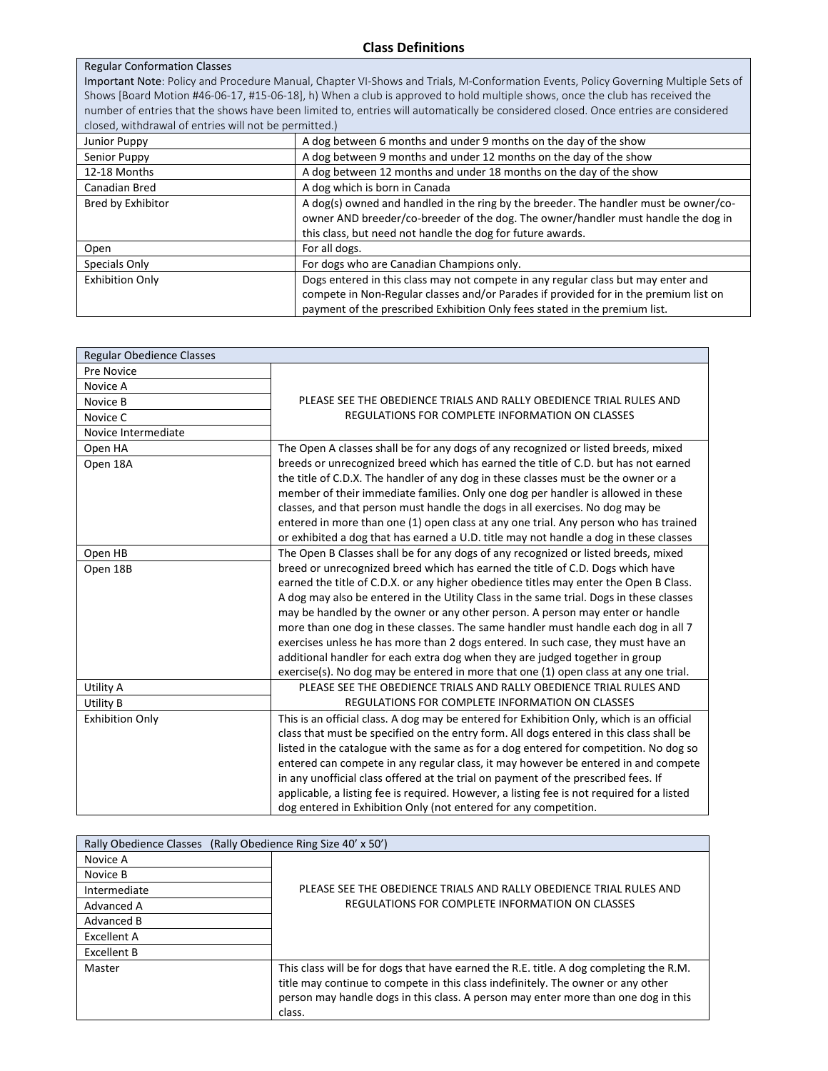## Class Definitions

| Regular Conformation Classes | |
|---|---|
| Important Note: Policy and Procedure Manual, Chapter VI-Shows and Trials, M-Conformation Events, Policy Governing Multiple Sets of Shows [Board Motion #46-06-17, #15-06-18], h) When a club is approved to hold multiple shows, once the club has received the number of entries that the shows have been limited to, entries will automatically be considered closed. Once entries are considered closed, withdrawal of entries will not be permitted.) | |
| Junior Puppy | A dog between 6 months and under 9 months on the day of the show |
| Senior Puppy | A dog between 9 months and under 12 months on the day of the show |
| 12-18 Months | A dog between 12 months and under 18 months on the day of the show |
| Canadian Bred | A dog which is born in Canada |
| Bred by Exhibitor | A dog(s) owned and handled in the ring by the breeder. The handler must be owner/co-owner AND breeder/co-breeder of the dog. The owner/handler must handle the dog in this class, but need not handle the dog for future awards. |
| Open | For all dogs. |
| Specials Only | For dogs who are Canadian Champions only. |
| Exhibition Only | Dogs entered in this class may not compete in any regular class but may enter and compete in Non-Regular classes and/or Parades if provided for in the premium list on payment of the prescribed Exhibition Only fees stated in the premium list. |

| Regular Obedience Classes | |
|---|---|
| Pre Novice<br>Novice A<br>Novice B<br>Novice C<br>Novice Intermediate | PLEASE SEE THE OBEDIENCE TRIALS AND RALLY OBEDIENCE TRIAL RULES AND REGULATIONS FOR COMPLETE INFORMATION ON CLASSES |
| Open HA<br>Open 18A | The Open A classes shall be for any dogs of any recognized or listed breeds, mixed breeds or unrecognized breed which has earned the title of C.D. but has not earned the title of C.D.X. The handler of any dog in these classes must be the owner or a member of their immediate families. Only one dog per handler is allowed in these classes, and that person must handle the dogs in all exercises. No dog may be entered in more than one (1) open class at any one trial. Any person who has trained or exhibited a dog that has earned a U.D. title may not handle a dog in these classes |
| Open HB<br>Open 18B | The Open B Classes shall be for any dogs of any recognized or listed breeds, mixed breed or unrecognized breed which has earned the title of C.D. Dogs which have earned the title of C.D.X. or any higher obedience titles may enter the Open B Class. A dog may also be entered in the Utility Class in the same trial. Dogs in these classes may be handled by the owner or any other person. A person may enter or handle more than one dog in these classes. The same handler must handle each dog in all 7 exercises unless he has more than 2 dogs entered. In such case, they must have an additional handler for each extra dog when they are judged together in group exercise(s). No dog may be entered in more that one (1) open class at any one trial. |
| Utility A<br>Utility B | PLEASE SEE THE OBEDIENCE TRIALS AND RALLY OBEDIENCE TRIAL RULES AND REGULATIONS FOR COMPLETE INFORMATION ON CLASSES |
| Exhibition Only | This is an official class. A dog may be entered for Exhibition Only, which is an official class that must be specified on the entry form. All dogs entered in this class shall be listed in the catalogue with the same as for a dog entered for competition. No dog so entered can compete in any regular class, it may however be entered in and compete in any unofficial class offered at the trial on payment of the prescribed fees. If applicable, a listing fee is required. However, a listing fee is not required for a listed dog entered in Exhibition Only (not entered for any competition. |

| Rally Obedience Classes (Rally Obedience Ring Size 40' x 50') | |
|---|---|
| Novice A<br>Novice B<br>Intermediate<br>Advanced A<br>Advanced B<br>Excellent A<br>Excellent B | PLEASE SEE THE OBEDIENCE TRIALS AND RALLY OBEDIENCE TRIAL RULES AND REGULATIONS FOR COMPLETE INFORMATION ON CLASSES |
| Master | This class will be for dogs that have earned the R.E. title. A dog completing the R.M. title may continue to compete in this class indefinitely. The owner or any other person may handle dogs in this class. A person may enter more than one dog in this class. |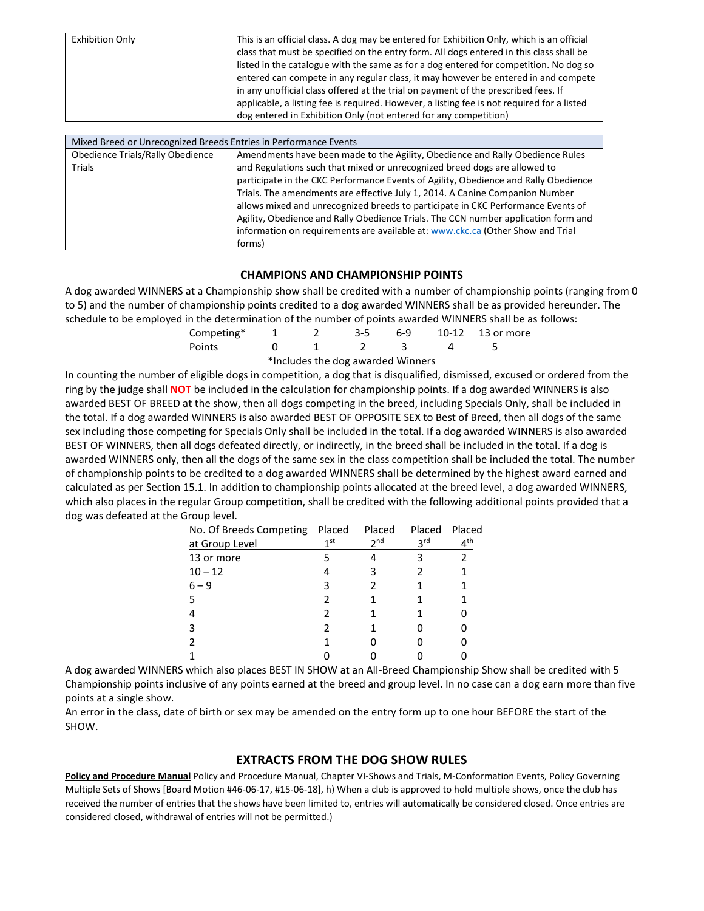| Exhibition Only | This is an official class. A dog may be entered for Exhibition Only, which is an official class that must be specified on the entry form. All dogs entered in this class shall be listed in the catalogue with the same as for a dog entered for competition. No dog so entered can compete in any regular class, it may however be entered in and compete in any unofficial class offered at the trial on payment of the prescribed fees. If applicable, a listing fee is required. However, a listing fee is not required for a listed dog entered in Exhibition Only (not entered for any competition) |
|---|---|

| Mixed Breed or Unrecognized Breeds Entries in Performance Events | |
|---|---|
| Obedience Trials/Rally Obedience Trials | Amendments have been made to the Agility, Obedience and Rally Obedience Rules and Regulations such that mixed or unrecognized breed dogs are allowed to participate in the CKC Performance Events of Agility, Obedience and Rally Obedience Trials. The amendments are effective July 1, 2014. A Canine Companion Number allows mixed and unrecognized breeds to participate in CKC Performance Events of Agility, Obedience and Rally Obedience Trials. The CCN number application form and information on requirements are available at: www.ckc.ca (Other Show and Trial forms) |

## CHAMPIONS AND CHAMPIONSHIP POINTS

A dog awarded WINNERS at a Championship show shall be credited with a number of championship points (ranging from 0 to 5) and the number of championship points credited to a dog awarded WINNERS shall be as provided hereunder. The schedule to be employed in the determination of the number of points awarded WINNERS shall be as follows:

| Competing* | 1 | 2 | 3-5 | 6-9 | 10-12 | 13 or more |
|---|---|---|---|---|---|---|
| Points | 0 | 1 | 2 | 3 | 4 | 5 |

*Includes the dog awarded Winners

In counting the number of eligible dogs in competition, a dog that is disqualified, dismissed, excused or ordered from the ring by the judge shall **NOT** be included in the calculation for championship points. If a dog awarded WINNERS is also awarded BEST OF BREED at the show, then all dogs competing in the breed, including Specials Only, shall be included in the total. If a dog awarded WINNERS is also awarded BEST OF OPPOSITE SEX to Best of Breed, then all dogs of the same sex including those competing for Specials Only shall be included in the total. If a dog awarded WINNERS is also awarded BEST OF WINNERS, then all dogs defeated directly, or indirectly, in the breed shall be included in the total. If a dog is awarded WINNERS only, then all the dogs of the same sex in the class competition shall be included the total. The number of championship points to be credited to a dog awarded WINNERS shall be determined by the highest award earned and calculated as per Section 15.1. In addition to championship points allocated at the breed level, a dog awarded WINNERS, which also places in the regular Group competition, shall be credited with the following additional points provided that a dog was defeated at the Group level.

| No. Of Breeds Competing at Group Level | Placed 1st | Placed 2nd | Placed 3rd | Placed 4th |
|---|---|---|---|---|
| 13 or more | 5 | 4 | 3 | 2 |
| 10 – 12 | 4 | 3 | 2 | 1 |
| 6 – 9 | 3 | 2 | 1 | 1 |
| 5 | 2 | 1 | 1 | 1 |
| 4 | 2 | 1 | 1 | 0 |
| 3 | 2 | 1 | 0 | 0 |
| 2 | 1 | 0 | 0 | 0 |
| 1 | 0 | 0 | 0 | 0 |

A dog awarded WINNERS which also places BEST IN SHOW at an All-Breed Championship Show shall be credited with 5 Championship points inclusive of any points earned at the breed and group level. In no case can a dog earn more than five points at a single show.

An error in the class, date of birth or sex may be amended on the entry form up to one hour BEFORE the start of the SHOW.

## EXTRACTS FROM THE DOG SHOW RULES

**Policy and Procedure Manual** Policy and Procedure Manual, Chapter VI-Shows and Trials, M-Conformation Events, Policy Governing Multiple Sets of Shows [Board Motion #46-06-17, #15-06-18], h) When a club is approved to hold multiple shows, once the club has received the number of entries that the shows have been limited to, entries will automatically be considered closed. Once entries are considered closed, withdrawal of entries will not be permitted.)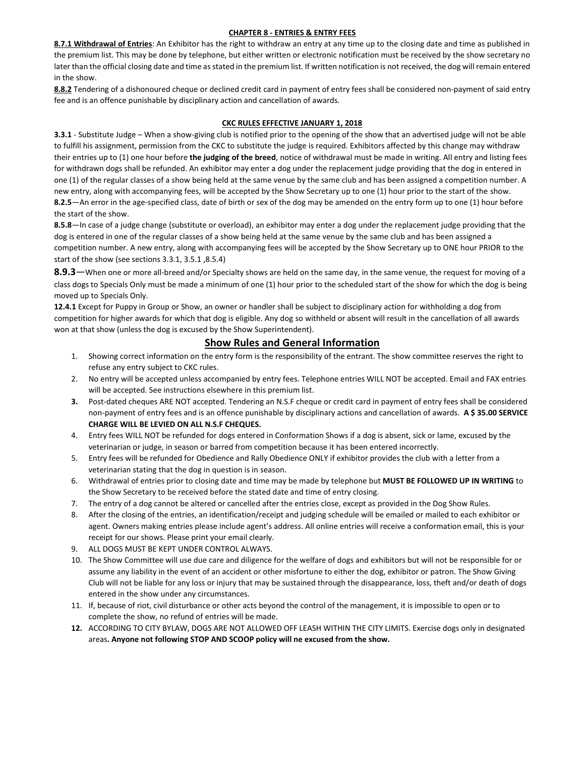**CHAPTER 8 - ENTRIES & ENTRY FEES**

**8.7.1 Withdrawal of Entries**: An Exhibitor has the right to withdraw an entry at any time up to the closing date and time as published in the premium list. This may be done by telephone, but either written or electronic notification must be received by the show secretary no later than the official closing date and time as stated in the premium list. If written notification is not received, the dog will remain entered in the show.

**8.8.2** Tendering of a dishonoured cheque or declined credit card in payment of entry fees shall be considered non-payment of said entry fee and is an offence punishable by disciplinary action and cancellation of awards.

**CKC RULES EFFECTIVE JANUARY 1, 2018**

**3.3.1** - Substitute Judge – When a show-giving club is notified prior to the opening of the show that an advertised judge will not be able to fulfill his assignment, permission from the CKC to substitute the judge is required. Exhibitors affected by this change may withdraw their entries up to (1) one hour before **the judging of the breed**, notice of withdrawal must be made in writing. All entry and listing fees for withdrawn dogs shall be refunded. An exhibitor may enter a dog under the replacement judge providing that the dog in entered in one (1) of the regular classes of a show being held at the same venue by the same club and has been assigned a competition number. A new entry, along with accompanying fees, will be accepted by the Show Secretary up to one (1) hour prior to the start of the show.

**8.2.5**—An error in the age-specified class, date of birth or sex of the dog may be amended on the entry form up to one (1) hour before the start of the show.

**8.5.8**—In case of a judge change (substitute or overload), an exhibitor may enter a dog under the replacement judge providing that the dog is entered in one of the regular classes of a show being held at the same venue by the same club and has been assigned a competition number. A new entry, along with accompanying fees will be accepted by the Show Secretary up to ONE hour PRIOR to the start of the show (see sections 3.3.1, 3.5.1 ,8.5.4)

**8.9.3**—When one or more all-breed and/or Specialty shows are held on the same day, in the same venue, the request for moving of a class dogs to Specials Only must be made a minimum of one (1) hour prior to the scheduled start of the show for which the dog is being moved up to Specials Only.

**12.4.1** Except for Puppy in Group or Show, an owner or handler shall be subject to disciplinary action for withholding a dog from competition for higher awards for which that dog is eligible. Any dog so withheld or absent will result in the cancellation of all awards won at that show (unless the dog is excused by the Show Superintendent).

## Show Rules and General Information

1. Showing correct information on the entry form is the responsibility of the entrant. The show committee reserves the right to refuse any entry subject to CKC rules.
2. No entry will be accepted unless accompanied by entry fees. Telephone entries WILL NOT be accepted. Email and FAX entries will be accepted. See instructions elsewhere in this premium list.
3. Post-dated cheques ARE NOT accepted. Tendering an N.S.F cheque or credit card in payment of entry fees shall be considered non-payment of entry fees and is an offence punishable by disciplinary actions and cancellation of awards. **A $ 35.00 SERVICE CHARGE WILL BE LEVIED ON ALL N.S.F CHEQUES.**
4. Entry fees WILL NOT be refunded for dogs entered in Conformation Shows if a dog is absent, sick or lame, excused by the veterinarian or judge, in season or barred from competition because it has been entered incorrectly.
5. Entry fees will be refunded for Obedience and Rally Obedience ONLY if exhibitor provides the club with a letter from a veterinarian stating that the dog in question is in season.
6. Withdrawal of entries prior to closing date and time may be made by telephone but **MUST BE FOLLOWED UP IN WRITING** to the Show Secretary to be received before the stated date and time of entry closing.
7. The entry of a dog cannot be altered or cancelled after the entries close, except as provided in the Dog Show Rules.
8. After the closing of the entries, an identification/receipt and judging schedule will be emailed or mailed to each exhibitor or agent. Owners making entries please include agent's address. All online entries will receive a conformation email, this is your receipt for our shows. Please print your email clearly.
9. ALL DOGS MUST BE KEPT UNDER CONTROL ALWAYS.
10. The Show Committee will use due care and diligence for the welfare of dogs and exhibitors but will not be responsible for or assume any liability in the event of an accident or other misfortune to either the dog, exhibitor or patron. The Show Giving Club will not be liable for any loss or injury that may be sustained through the disappearance, loss, theft and/or death of dogs entered in the show under any circumstances.
11. If, because of riot, civil disturbance or other acts beyond the control of the management, it is impossible to open or to complete the show, no refund of entries will be made.
12. ACCORDING TO CITY BYLAW, DOGS ARE NOT ALLOWED OFF LEASH WITHIN THE CITY LIMITS. Exercise dogs only in designated areas**. Anyone not following STOP AND SCOOP policy will ne excused from the show.**